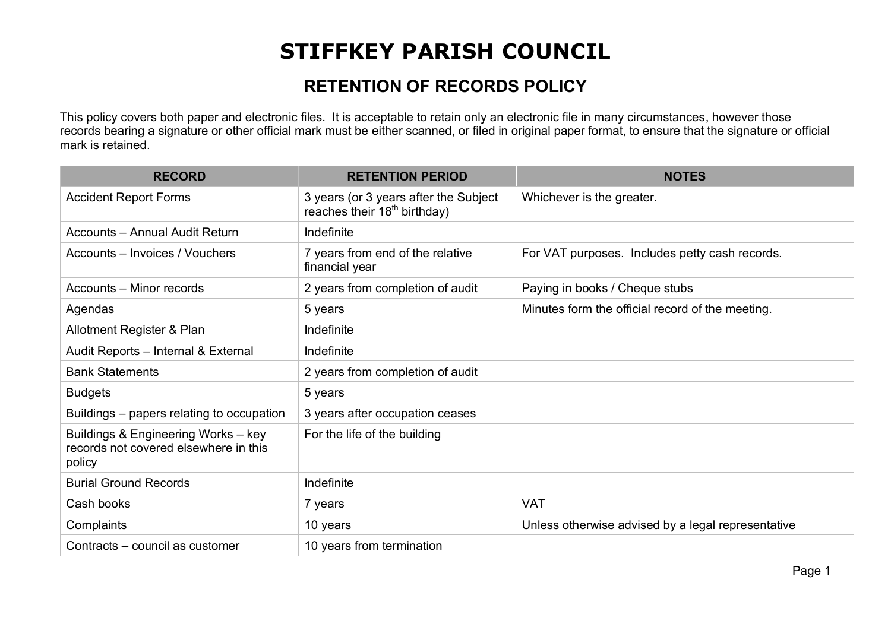# STIFFKEY PARISH COUNCIL

## RETENTION OF RECORDS POLICY

This policy covers both paper and electronic files. It is acceptable to retain only an electronic file in many circumstances, however those records bearing a signature or other official mark must be either scanned, or filed in original paper format, to ensure that the signature or official mark is retained.

| RECORD | RETENTION PERIOD | NOTES |
| --- | --- | --- |
| Accident Report Forms | 3 years (or 3 years after the Subject reaches their 18th birthday) | Whichever is the greater. |
| Accounts – Annual Audit Return | Indefinite | |
| Accounts – Invoices / Vouchers | 7 years from end of the relative financial year | For VAT purposes. Includes petty cash records. |
| Accounts – Minor records | 2 years from completion of audit | Paying in books / Cheque stubs |
| Agendas | 5 years | Minutes form the official record of the meeting. |
| Allotment Register & Plan | Indefinite | |
| Audit Reports – Internal & External | Indefinite | |
| Bank Statements | 2 years from completion of audit | |
| Budgets | 5 years | |
| Buildings – papers relating to occupation | 3 years after occupation ceases | |
| Buildings & Engineering Works – key records not covered elsewhere in this policy | For the life of the building | |
| Burial Ground Records | Indefinite | |
| Cash books | 7 years | VAT |
| Complaints | 10 years | Unless otherwise advised by a legal representative |
| Contracts – council as customer | 10 years from termination | |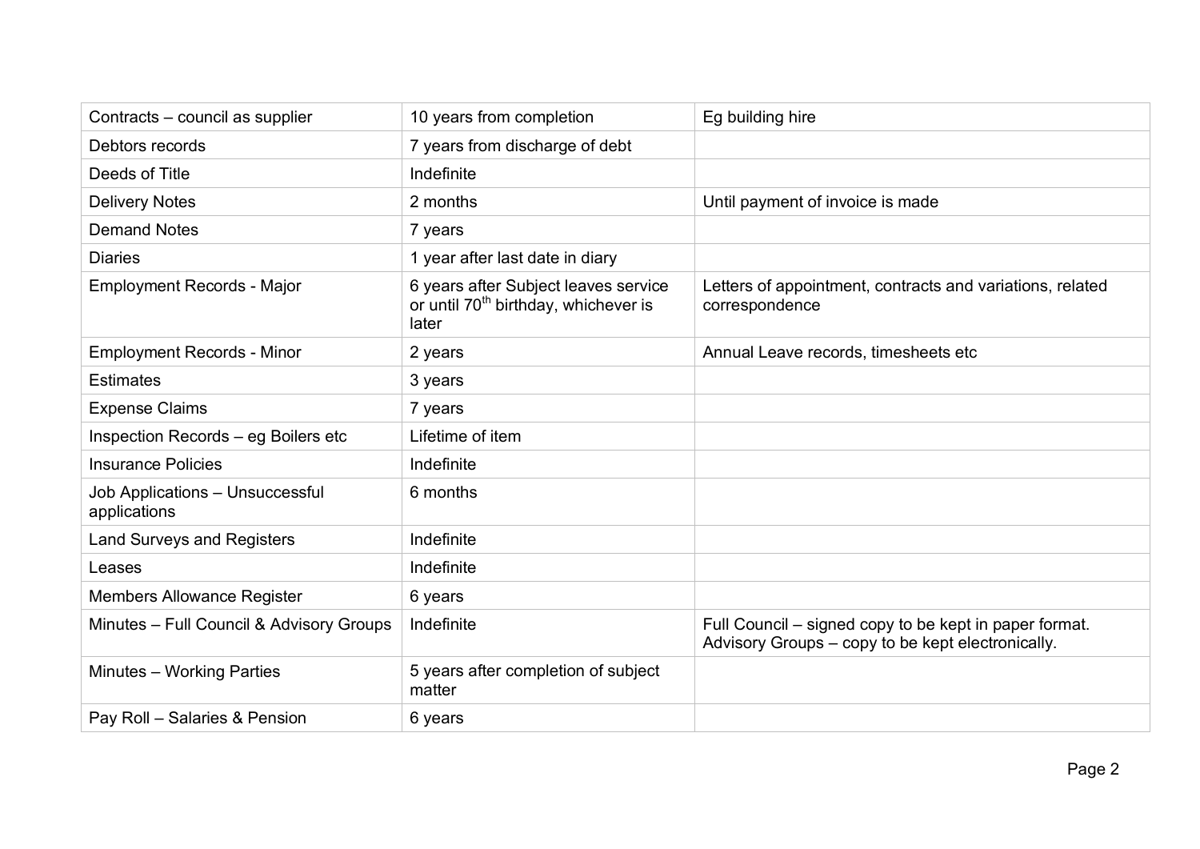| Contracts – council as supplier | 10 years from completion | Eg building hire |
|---|---|---|
| Debtors records | 7 years from discharge of debt | |
| Deeds of Title | Indefinite | |
| Delivery Notes | 2 months | Until payment of invoice is made |
| Demand Notes | 7 years | |
| Diaries | 1 year after last date in diary | |
| Employment Records - Major | 6 years after Subject leaves service or until 70th birthday, whichever is later | Letters of appointment, contracts and variations, related correspondence |
| Employment Records - Minor | 2 years | Annual Leave records, timesheets etc |
| Estimates | 3 years | |
| Expense Claims | 7 years | |
| Inspection Records – eg Boilers etc | Lifetime of item | |
| Insurance Policies | Indefinite | |
| Job Applications – Unsuccessful applications | 6 months | |
| Land Surveys and Registers | Indefinite | |
| Leases | Indefinite | |
| Members Allowance Register | 6 years | |
| Minutes – Full Council & Advisory Groups | Indefinite | Full Council – signed copy to be kept in paper format. Advisory Groups – copy to be kept electronically. |
| Minutes – Working Parties | 5 years after completion of subject matter | |
| Pay Roll – Salaries & Pension | 6 years | |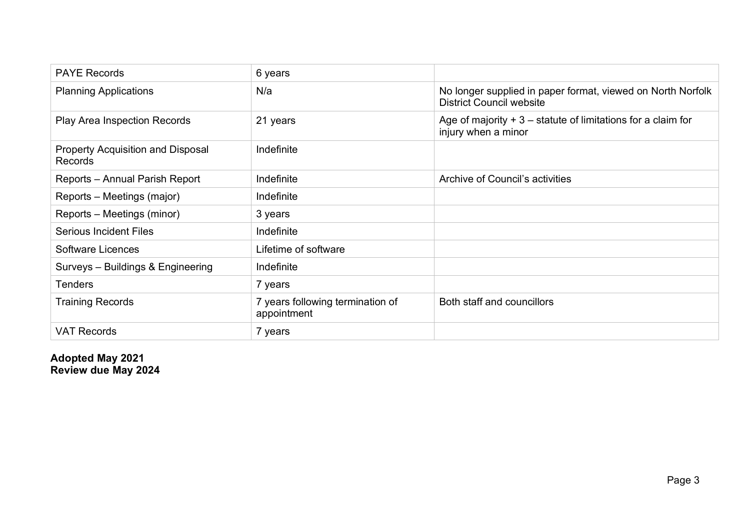| | | |
|---|---|---|
| PAYE Records | 6 years | |
| Planning Applications | N/a | No longer supplied in paper format, viewed on North Norfolk District Council website |
| Play Area Inspection Records | 21 years | Age of majority + 3 – statute of limitations for a claim for injury when a minor |
| Property Acquisition and Disposal Records | Indefinite | |
| Reports – Annual Parish Report | Indefinite | Archive of Council's activities |
| Reports – Meetings (major) | Indefinite | |
| Reports – Meetings (minor) | 3 years | |
| Serious Incident Files | Indefinite | |
| Software Licences | Lifetime of software | |
| Surveys – Buildings & Engineering | Indefinite | |
| Tenders | 7 years | |
| Training Records | 7 years following termination of appointment | Both staff and councillors |
| VAT Records | 7 years | |

**Adopted May 2021**
**Review due May 2024**